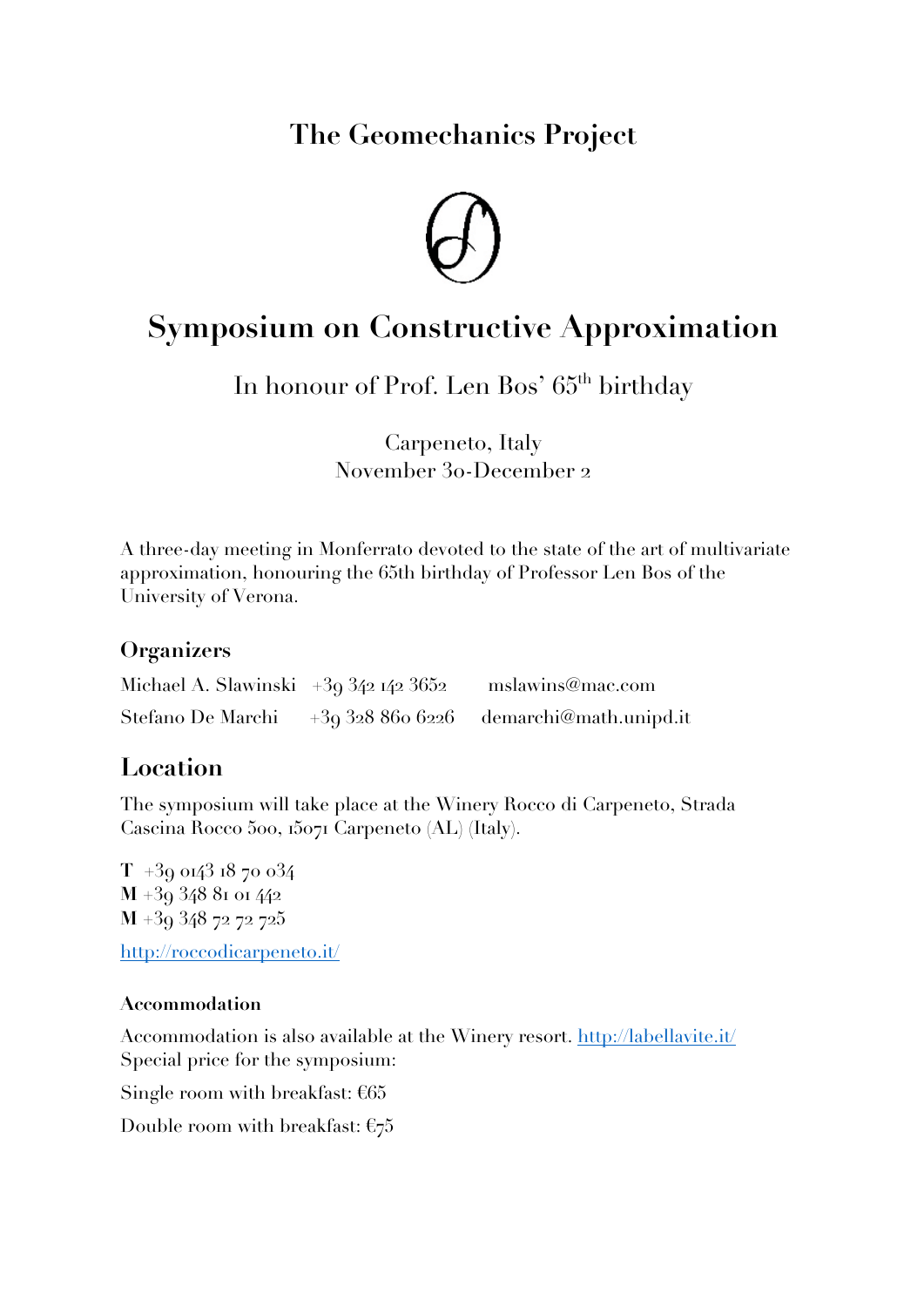# The Geomechanics Project

# Symposium on Constructive Approximation

## In honour of Prof. Len Bos' 65th birthday

Carpeneto, Italy
November 30-December 2

A three-day meeting in Monferrato devoted to the state of the art of multivariate approximation, honouring the 65th birthday of Professor Len Bos of the University of Verona.

### Organizers

| | | |
|---|---|---|
| Michael A. Slawinski | +39 342 142 3652 | mslawins@mac.com |
| Stefano De Marchi | +39 328 860 6226 | demarchi@math.unipd.it |

## Location

The symposium will take place at the Winery Rocco di Carpeneto, Strada Cascina Rocco 500, 15071 Carpeneto (AL) (Italy).

**T** +39 0143 18 70 034
**M** +39 348 81 01 442
**M** +39 348 72 72 725

http://roccodicarpeneto.it/

#### Accommodation

Accommodation is also available at the Winery resort. http://labellavite.it/
Special price for the symposium:

Single room with breakfast: €65

Double room with breakfast: €75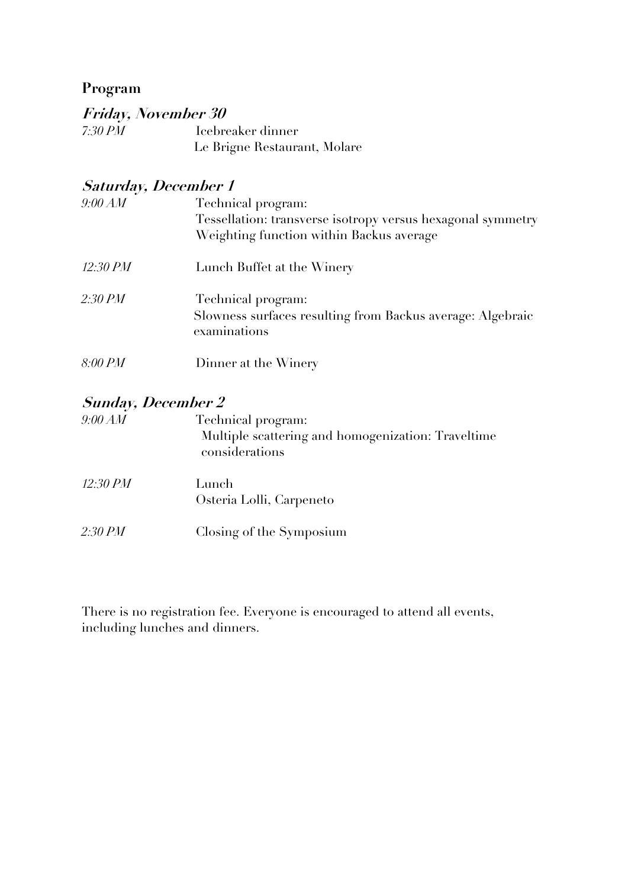## Program

### *Friday, November 30*

| | |
|---|---|
| *7:30 PM* | Icebreaker dinner<br>Le Brigne Restaurant, Molare |

### *Saturday, December 1*

| | |
|---|---|
| *9:00 AM* | Technical program:<br>Tessellation: transverse isotropy versus hexagonal symmetry<br>Weighting function within Backus average |
| *12:30 PM* | Lunch Buffet at the Winery |
| *2:30 PM* | Technical program:<br>Slowness surfaces resulting from Backus average: Algebraic examinations |
| *8:00 PM* | Dinner at the Winery |

### *Sunday, December 2*

| | |
|---|---|
| *9:00 AM* | Technical program:<br>Multiple scattering and homogenization: Traveltime considerations |
| *12:30 PM* | Lunch<br>Osteria Lolli, Carpeneto |
| *2:30 PM* | Closing of the Symposium |

There is no registration fee. Everyone is encouraged to attend all events, including lunches and dinners.